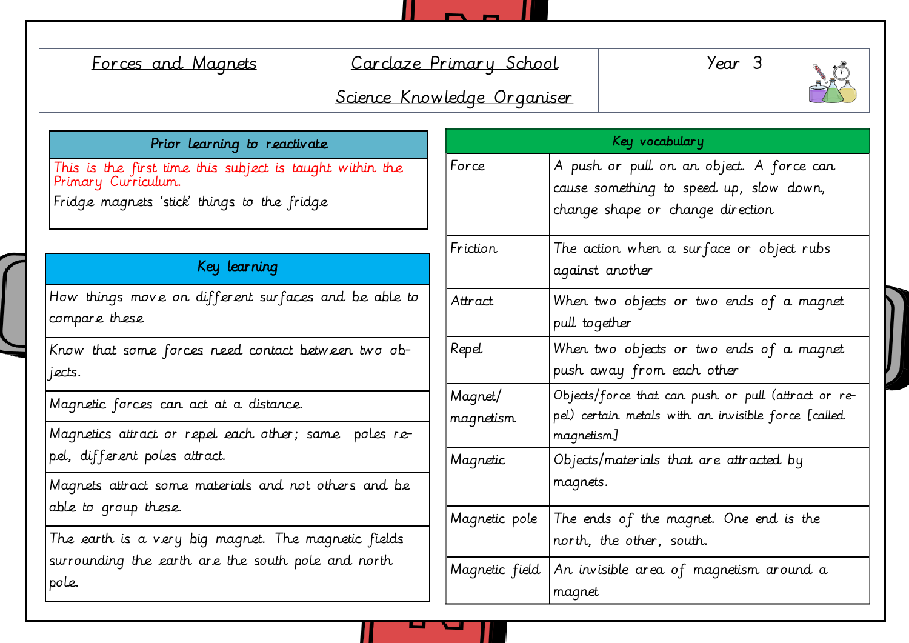| Forces and Magnets | Carclaze Primary School<br>Science Knowledge Organiser | Year 3 |
|---|---|---|

## Prior learning to reactivate

This is the first time this subject is taught within the Primary Curriculum.

Fridge magnets 'stick' things to the fridge

## Key learning

| Key learning |
|---|
| How things move on different surfaces and be able to compare these |
| Know that some forces need contact between two objects. |
| Magnetic forces can act at a distance. |
| Magnetics attract or repel each other; same poles repel, different poles attract. |
| Magnets attract some materials and not others and be able to group these. |
| The earth is a very big magnet. The magnetic fields surrounding the earth are the south pole and north pole. |

## Key vocabulary

| Key vocabulary | |
|---|---|
| Force | A push or pull on an object. A force can cause something to speed up, slow down, change shape or change direction |
| Friction | The action when a surface or object rubs against another |
| Attract | When two objects or two ends of a magnet pull together |
| Repel | When two objects or two ends of a magnet push away from each other |
| Magnet/ magnetism | Objects/force that can push or pull (attract or repel) certain metals with an invisible force [called magnetism] |
| Magnetic | Objects/materials that are attracted by magnets. |
| Magnetic pole | The ends of the magnet. One end is the north, the other, south. |
| Magnetic field | An invisible area of magnetism around a magnet |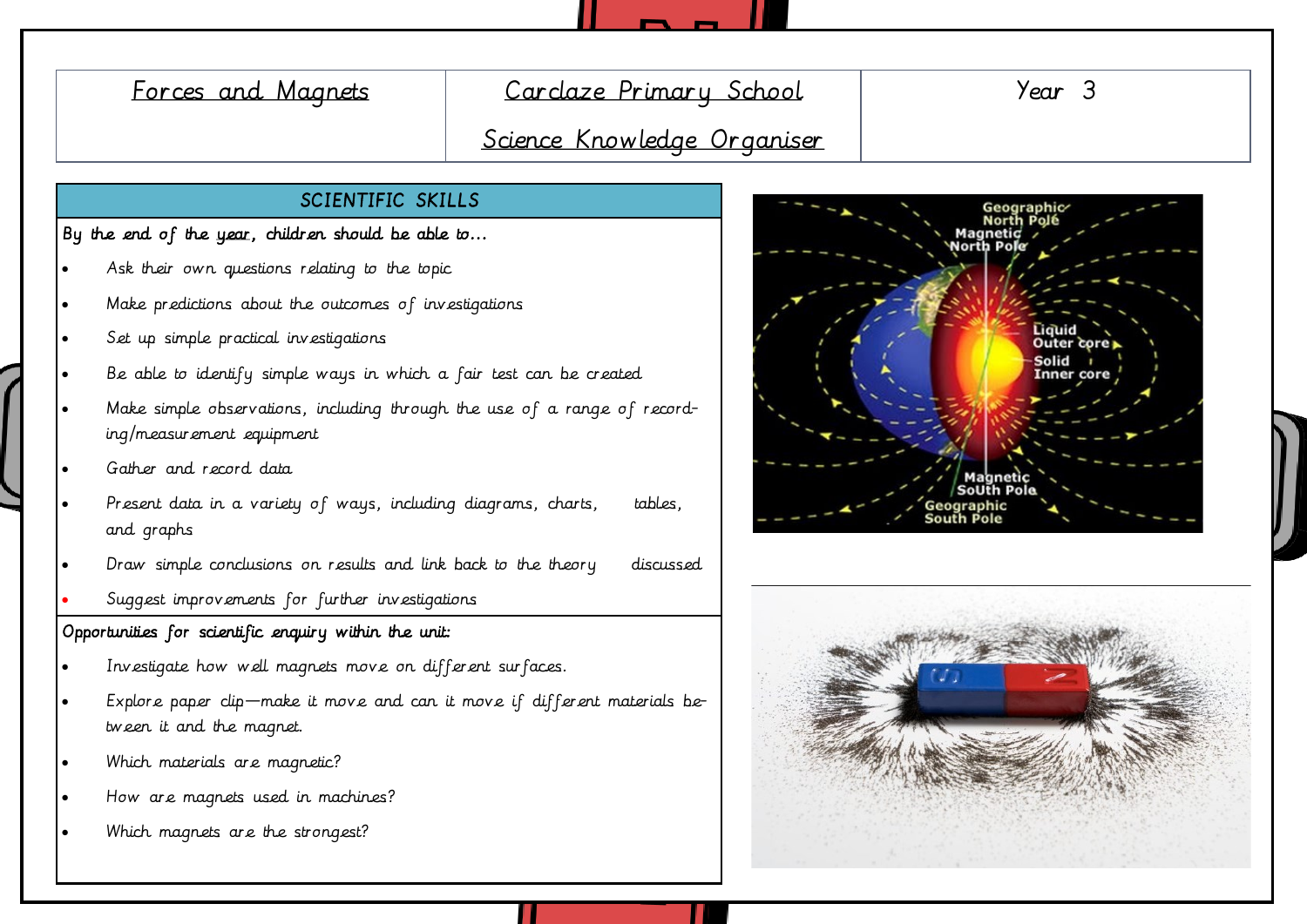| Forces and Magnets | Carclaze Primary School<br>Science Knowledge Organiser | Year 3 |
| --- | --- | --- |

## SCIENTIFIC SKILLS

By the end of the year, children should be able to…

- Ask their own questions relating to the topic
- Make predictions about the outcomes of investigations
- Set up simple practical investigations
- Be able to identify simple ways in which a fair test can be created
- Make simple observations, including through the use of a range of recording/measurement equipment
- Gather and record data
- Present data in a variety of ways, including diagrams, charts, tables, and graphs
- Draw simple conclusions on results and link back to the theory discussed
- Suggest improvements for further investigations

Opportunities for scientific enquiry within the unit:

- Investigate how well magnets move on different surfaces.
- Explore paper clip—make it move and can it move if different materials between it and the magnet.
- Which materials are magnetic?
- How are magnets used in machines?
- Which magnets are the strongest?

Geographic North Pole
Magnetic North Pole
Liquid Outer core
Solid Inner core
Magnetic South Pole
Geographic South Pole